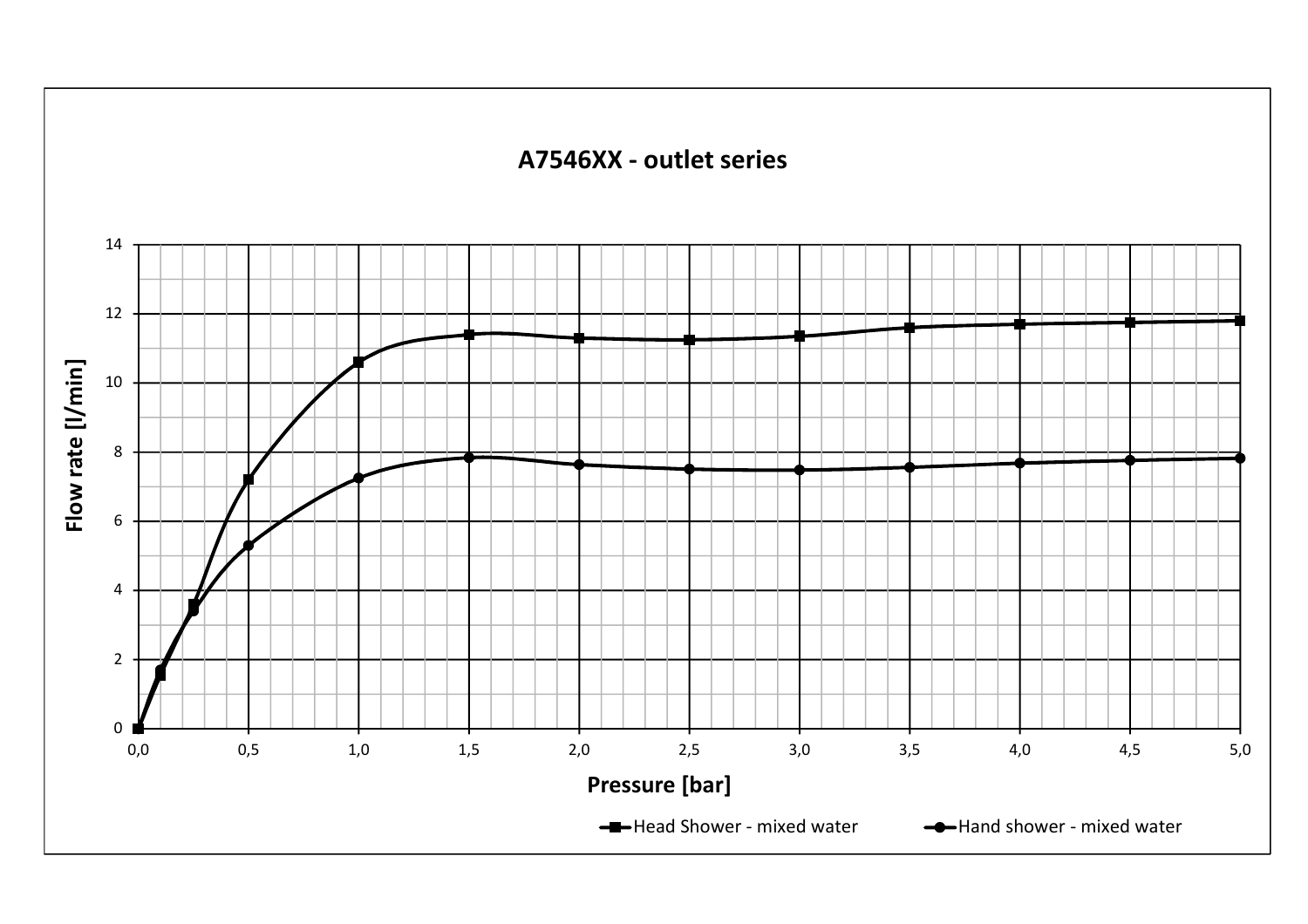## A7546XX - outlet series

Flow rate [l/min]

14
12
10
8
6
4
2
0

0,0 0,5 1,0 1,5 2,0 2,5 3,0 3,5 4,0 4,5 5,0

Pressure [bar]

Head Shower - mixed water

Hand shower - mixed water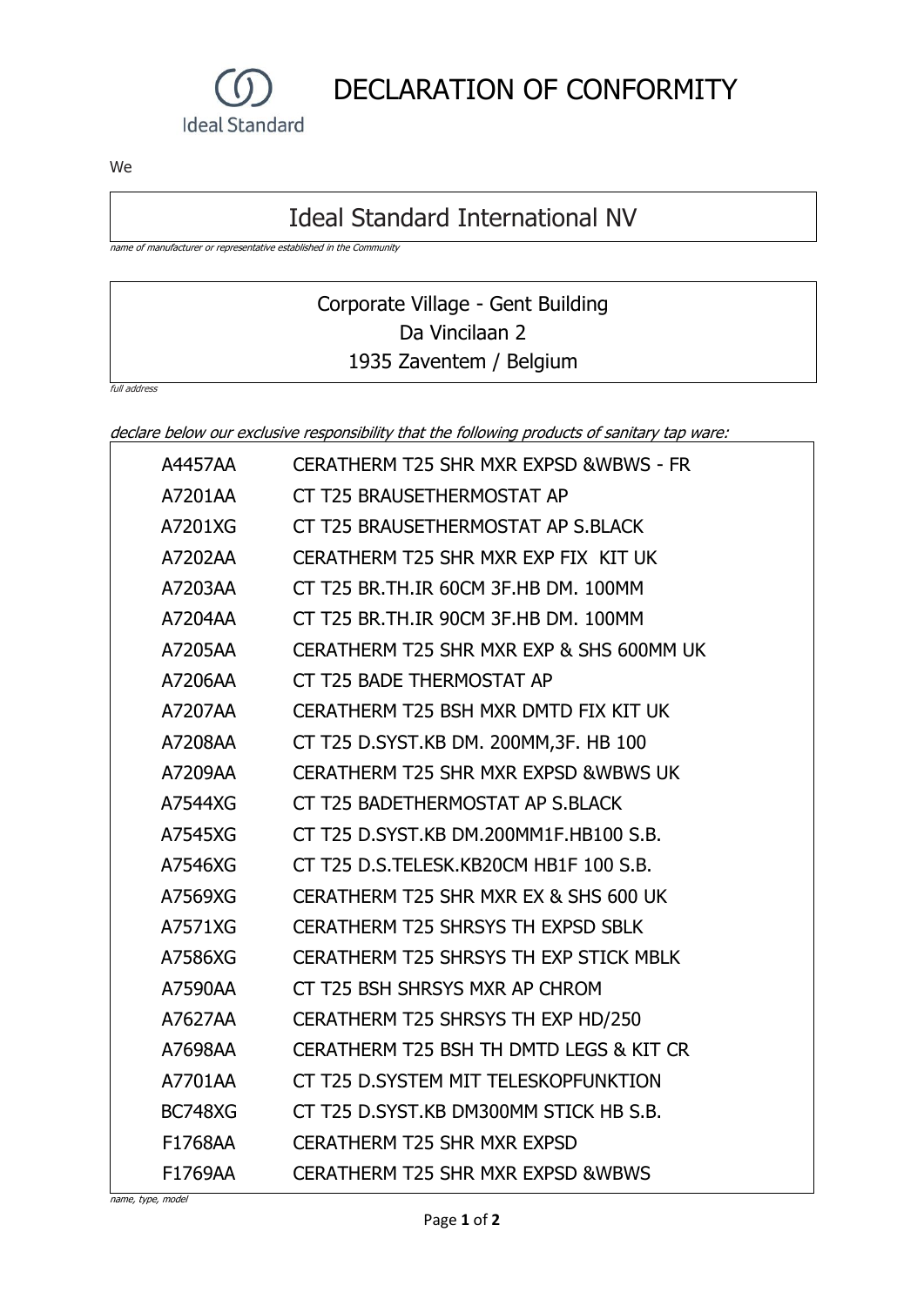# DECLARATION OF CONFORMITY

Ideal Standard

We

| Ideal Standard International NV |
|---|

*name of manufacturer or representative established in the Community*

| Corporate Village - Gent Building<br>Da Vincilaan 2<br>1935 Zaventem / Belgium |
|---|

*full address*

*declare below our exclusive responsibility that the following products of sanitary tap ware:*

| | |
|---|---|
| A4457AA | CERATHERM T25 SHR MXR EXPSD &WBWS - FR |
| A7201AA | CT T25 BRAUSETHERMOSTAT AP |
| A7201XG | CT T25 BRAUSETHERMOSTAT AP S.BLACK |
| A7202AA | CERATHERM T25 SHR MXR EXP FIX KIT UK |
| A7203AA | CT T25 BR.TH.IR 60CM 3F.HB DM. 100MM |
| A7204AA | CT T25 BR.TH.IR 90CM 3F.HB DM. 100MM |
| A7205AA | CERATHERM T25 SHR MXR EXP & SHS 600MM UK |
| A7206AA | CT T25 BADE THERMOSTAT AP |
| A7207AA | CERATHERM T25 BSH MXR DMTD FIX KIT UK |
| A7208AA | CT T25 D.SYST.KB DM. 200MM,3F. HB 100 |
| A7209AA | CERATHERM T25 SHR MXR EXPSD &WBWS UK |
| A7544XG | CT T25 BADETHERMOSTAT AP S.BLACK |
| A7545XG | CT T25 D.SYST.KB DM.200MM1F.HB100 S.B. |
| A7546XG | CT T25 D.S.TELESK.KB20CM HB1F 100 S.B. |
| A7569XG | CERATHERM T25 SHR MXR EX & SHS 600 UK |
| A7571XG | CERATHERM T25 SHRSYS TH EXPSD SBLK |
| A7586XG | CERATHERM T25 SHRSYS TH EXP STICK MBLK |
| A7590AA | CT T25 BSH SHRSYS MXR AP CHROM |
| A7627AA | CERATHERM T25 SHRSYS TH EXP HD/250 |
| A7698AA | CERATHERM T25 BSH TH DMTD LEGS & KIT CR |
| A7701AA | CT T25 D.SYSTEM MIT TELESKOPFUNKTION |
| BC748XG | CT T25 D.SYST.KB DM300MM STICK HB S.B. |
| F1768AA | CERATHERM T25 SHR MXR EXPSD |
| F1769AA | CERATHERM T25 SHR MXR EXPSD &WBWS |

*name, type, model*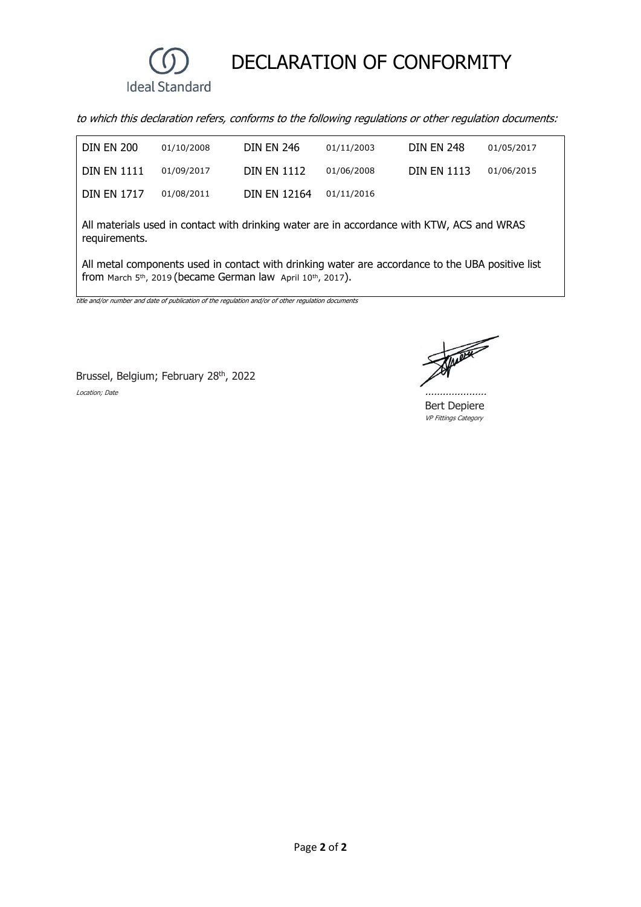# DECLARATION OF CONFORMITY

Ideal Standard

*to which this declaration refers, conforms to the following regulations or other regulation documents:*

| | | | | | |
|---|---|---|---|---|---|
| DIN EN 200 | 01/10/2008 | DIN EN 246 | 01/11/2003 | DIN EN 248 | 01/05/2017 |
| DIN EN 1111 | 01/09/2017 | DIN EN 1112 | 01/06/2008 | DIN EN 1113 | 01/06/2015 |
| DIN EN 1717 | 01/08/2011 | DIN EN 12164 | 01/11/2016 | | |

All materials used in contact with drinking water are in accordance with KTW, ACS and WRAS requirements.

All metal components used in contact with drinking water are accordance to the UBA positive list from March 5th, 2019 (became German law April 10th, 2017).

*title and/or number and date of publication of the regulation and/or of other regulation documents*

Brussel, Belgium; February 28th, 2022

*Location; Date*

....................

Bert Depiere

*VP Fittings Category*